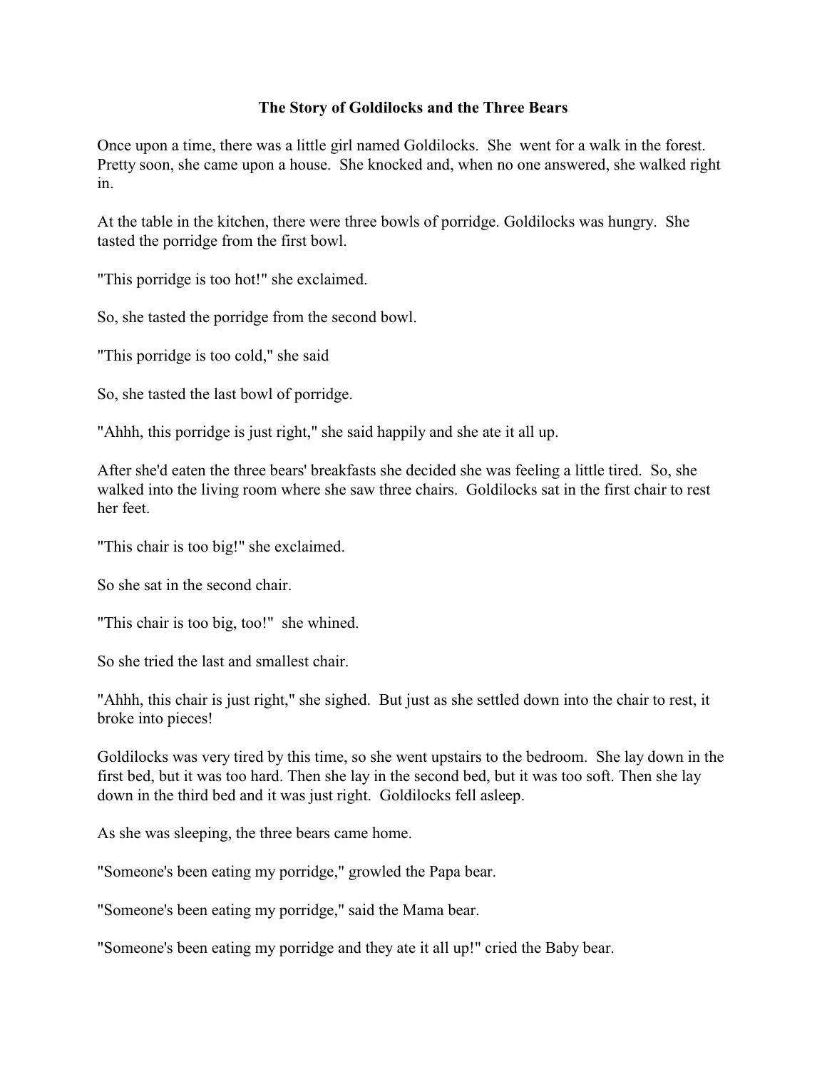# The Story of Goldilocks and the Three Bears

Once upon a time, there was a little girl named Goldilocks. She went for a walk in the forest. Pretty soon, she came upon a house. She knocked and, when no one answered, she walked right in.

At the table in the kitchen, there were three bowls of porridge. Goldilocks was hungry. She tasted the porridge from the first bowl.

"This porridge is too hot!" she exclaimed.

So, she tasted the porridge from the second bowl.

"This porridge is too cold," she said

So, she tasted the last bowl of porridge.

"Ahhh, this porridge is just right," she said happily and she ate it all up.

After she'd eaten the three bears' breakfasts she decided she was feeling a little tired. So, she walked into the living room where she saw three chairs. Goldilocks sat in the first chair to rest her feet.

"This chair is too big!" she exclaimed.

So she sat in the second chair.

"This chair is too big, too!" she whined.

So she tried the last and smallest chair.

"Ahhh, this chair is just right," she sighed. But just as she settled down into the chair to rest, it broke into pieces!

Goldilocks was very tired by this time, so she went upstairs to the bedroom. She lay down in the first bed, but it was too hard. Then she lay in the second bed, but it was too soft. Then she lay down in the third bed and it was just right. Goldilocks fell asleep.

As she was sleeping, the three bears came home.

"Someone's been eating my porridge," growled the Papa bear.

"Someone's been eating my porridge," said the Mama bear.

"Someone's been eating my porridge and they ate it all up!" cried the Baby bear.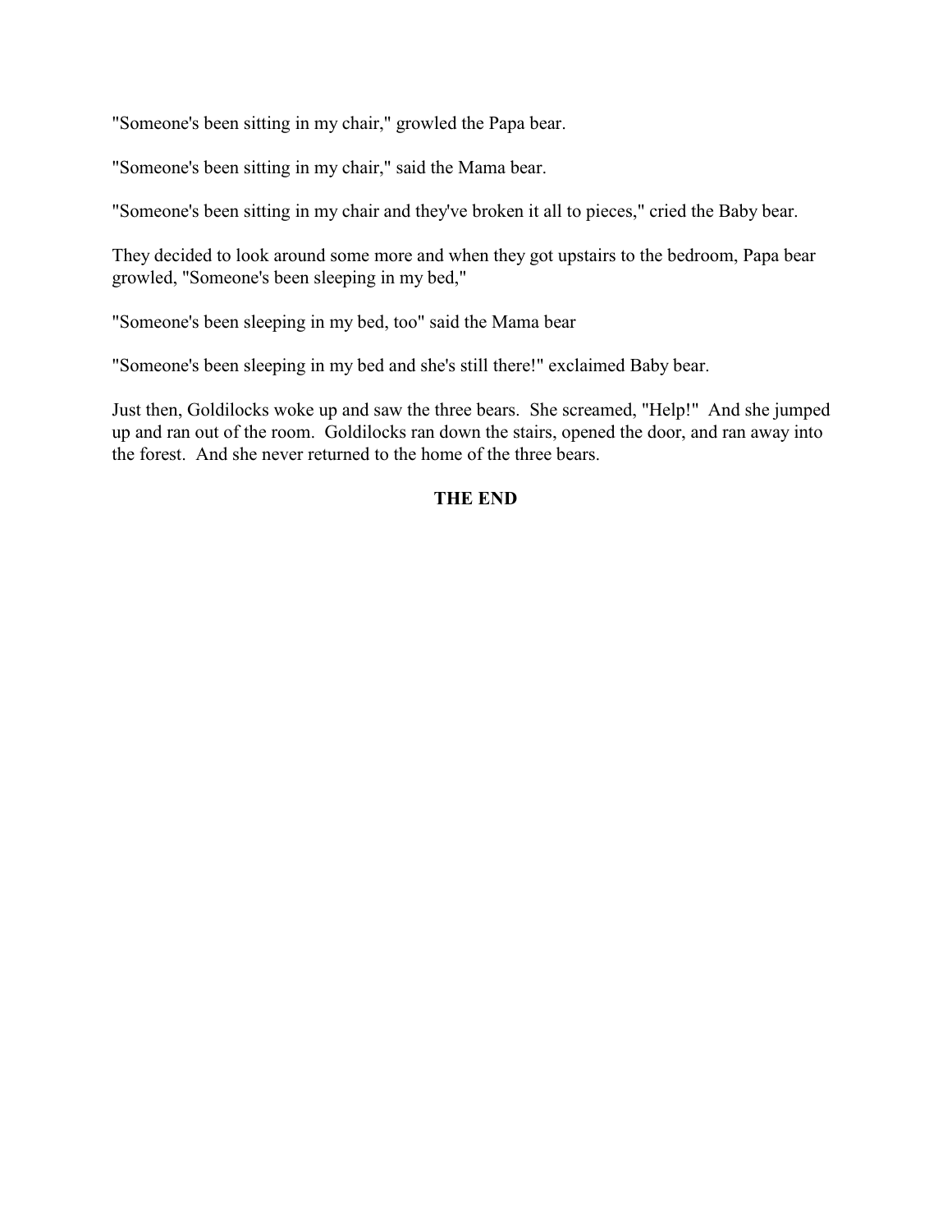"Someone's been sitting in my chair," growled the Papa bear.

"Someone's been sitting in my chair," said the Mama bear.

"Someone's been sitting in my chair and they've broken it all to pieces," cried the Baby bear.

They decided to look around some more and when they got upstairs to the bedroom, Papa bear growled, "Someone's been sleeping in my bed,"

"Someone's been sleeping in my bed, too" said the Mama bear

"Someone's been sleeping in my bed and she's still there!" exclaimed Baby bear.

Just then, Goldilocks woke up and saw the three bears. She screamed, "Help!" And she jumped up and ran out of the room. Goldilocks ran down the stairs, opened the door, and ran away into the forest. And she never returned to the home of the three bears.

**THE END**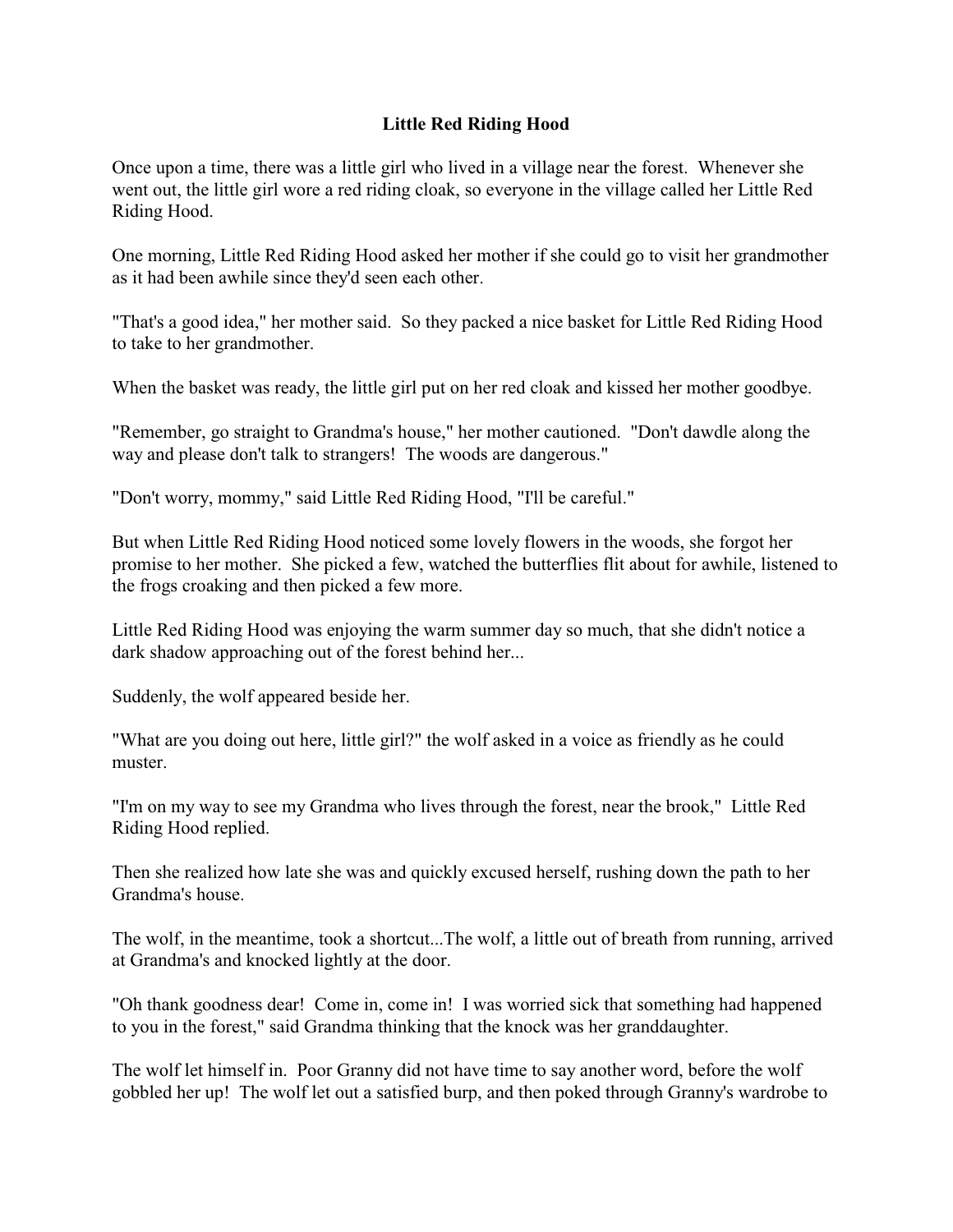# Little Red Riding Hood

Once upon a time, there was a little girl who lived in a village near the forest. Whenever she went out, the little girl wore a red riding cloak, so everyone in the village called her Little Red Riding Hood.

One morning, Little Red Riding Hood asked her mother if she could go to visit her grandmother as it had been awhile since they'd seen each other.

"That's a good idea," her mother said. So they packed a nice basket for Little Red Riding Hood to take to her grandmother.

When the basket was ready, the little girl put on her red cloak and kissed her mother goodbye.

"Remember, go straight to Grandma's house," her mother cautioned. "Don't dawdle along the way and please don't talk to strangers! The woods are dangerous."

"Don't worry, mommy," said Little Red Riding Hood, "I'll be careful."

But when Little Red Riding Hood noticed some lovely flowers in the woods, she forgot her promise to her mother. She picked a few, watched the butterflies flit about for awhile, listened to the frogs croaking and then picked a few more.

Little Red Riding Hood was enjoying the warm summer day so much, that she didn't notice a dark shadow approaching out of the forest behind her...

Suddenly, the wolf appeared beside her.

"What are you doing out here, little girl?" the wolf asked in a voice as friendly as he could muster.

"I'm on my way to see my Grandma who lives through the forest, near the brook," Little Red Riding Hood replied.

Then she realized how late she was and quickly excused herself, rushing down the path to her Grandma's house.

The wolf, in the meantime, took a shortcut...The wolf, a little out of breath from running, arrived at Grandma's and knocked lightly at the door.

"Oh thank goodness dear! Come in, come in! I was worried sick that something had happened to you in the forest," said Grandma thinking that the knock was her granddaughter.

The wolf let himself in. Poor Granny did not have time to say another word, before the wolf gobbled her up! The wolf let out a satisfied burp, and then poked through Granny's wardrobe to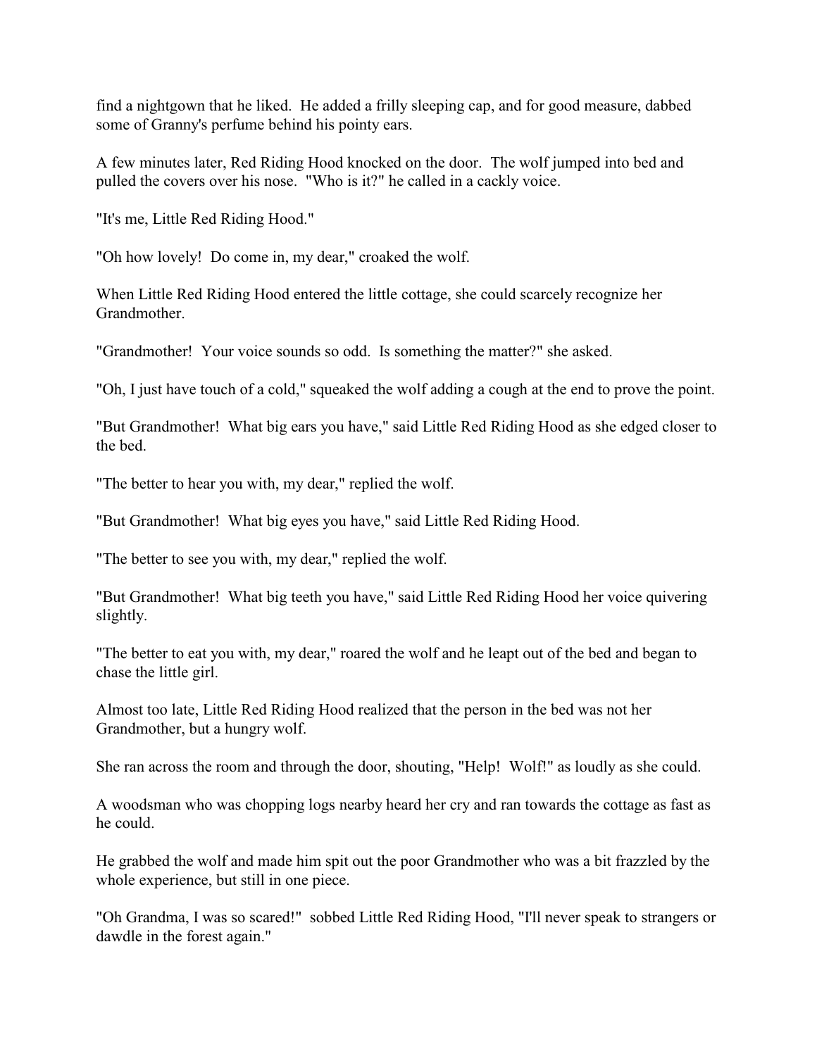find a nightgown that he liked. He added a frilly sleeping cap, and for good measure, dabbed some of Granny's perfume behind his pointy ears.

A few minutes later, Red Riding Hood knocked on the door. The wolf jumped into bed and pulled the covers over his nose. "Who is it?" he called in a cackly voice.

"It's me, Little Red Riding Hood."

"Oh how lovely! Do come in, my dear," croaked the wolf.

When Little Red Riding Hood entered the little cottage, she could scarcely recognize her Grandmother.

"Grandmother! Your voice sounds so odd. Is something the matter?" she asked.

"Oh, I just have touch of a cold," squeaked the wolf adding a cough at the end to prove the point.

"But Grandmother! What big ears you have," said Little Red Riding Hood as she edged closer to the bed.

"The better to hear you with, my dear," replied the wolf.

"But Grandmother! What big eyes you have," said Little Red Riding Hood.

"The better to see you with, my dear," replied the wolf.

"But Grandmother! What big teeth you have," said Little Red Riding Hood her voice quivering slightly.

"The better to eat you with, my dear," roared the wolf and he leapt out of the bed and began to chase the little girl.

Almost too late, Little Red Riding Hood realized that the person in the bed was not her Grandmother, but a hungry wolf.

She ran across the room and through the door, shouting, "Help! Wolf!" as loudly as she could.

A woodsman who was chopping logs nearby heard her cry and ran towards the cottage as fast as he could.

He grabbed the wolf and made him spit out the poor Grandmother who was a bit frazzled by the whole experience, but still in one piece.

"Oh Grandma, I was so scared!" sobbed Little Red Riding Hood, "I'll never speak to strangers or dawdle in the forest again."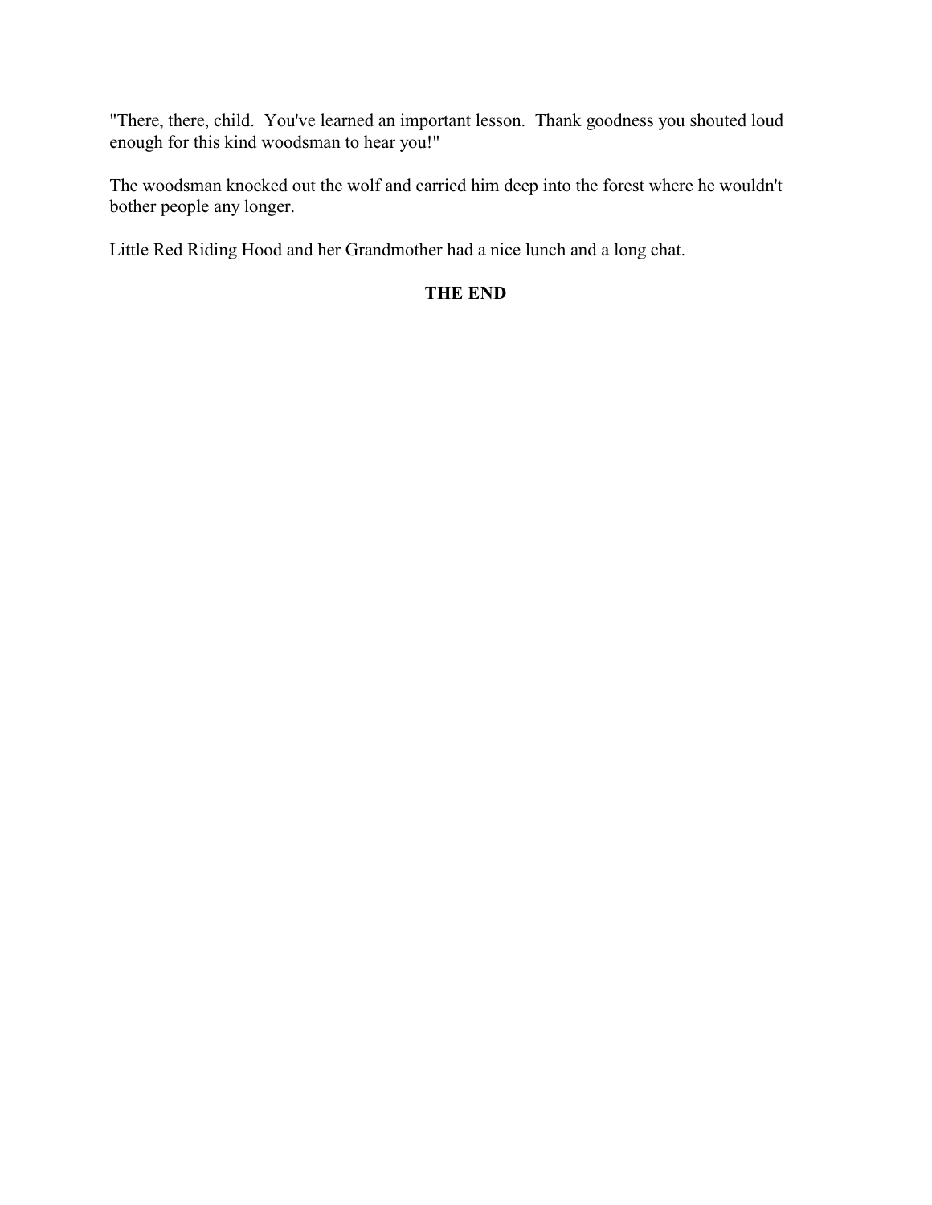"There, there, child. You've learned an important lesson. Thank goodness you shouted loud enough for this kind woodsman to hear you!"

The woodsman knocked out the wolf and carried him deep into the forest where he wouldn't bother people any longer.

Little Red Riding Hood and her Grandmother had a nice lunch and a long chat.

**THE END**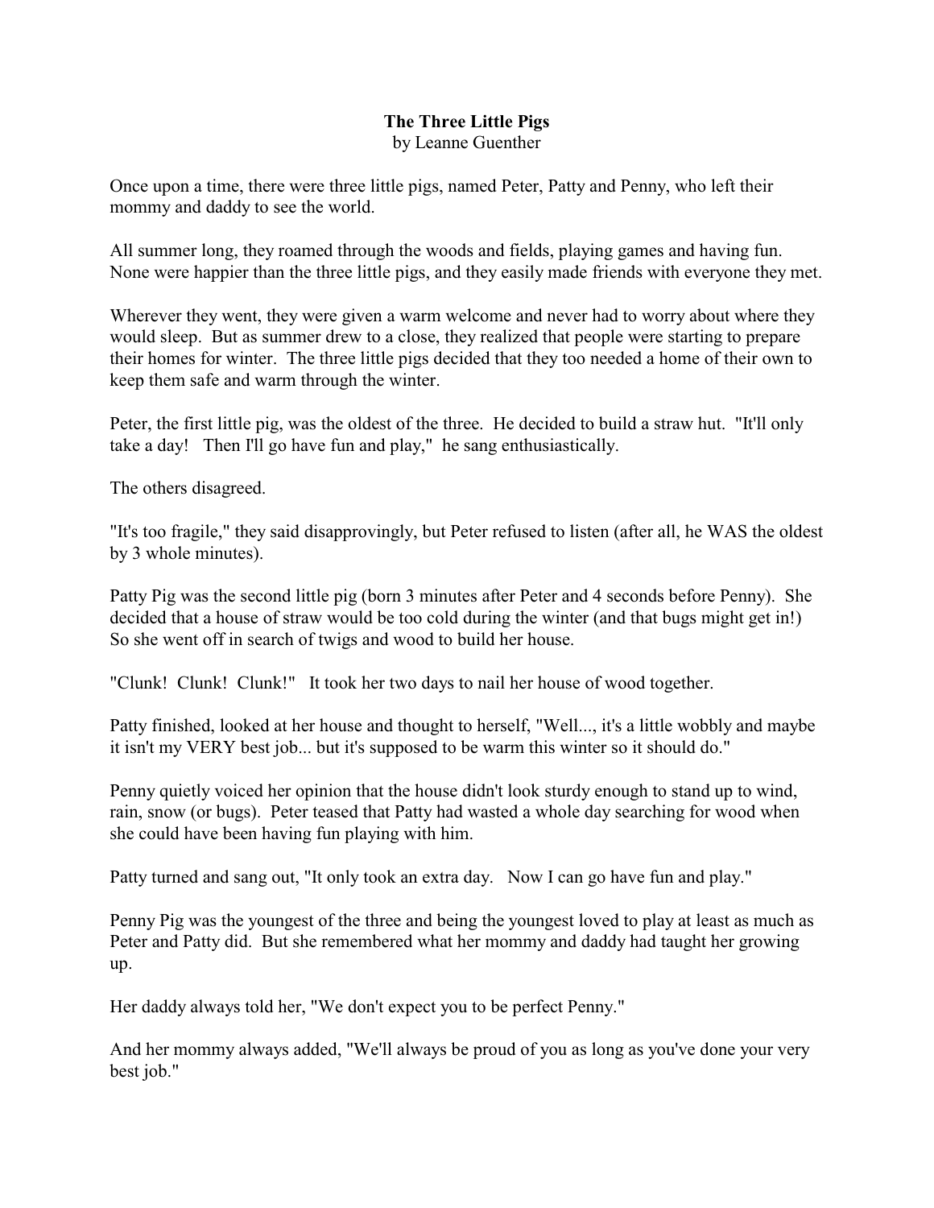**The Three Little Pigs**
by Leanne Guenther

Once upon a time, there were three little pigs, named Peter, Patty and Penny, who left their mommy and daddy to see the world.

All summer long, they roamed through the woods and fields, playing games and having fun. None were happier than the three little pigs, and they easily made friends with everyone they met.

Wherever they went, they were given a warm welcome and never had to worry about where they would sleep. But as summer drew to a close, they realized that people were starting to prepare their homes for winter. The three little pigs decided that they too needed a home of their own to keep them safe and warm through the winter.

Peter, the first little pig, was the oldest of the three. He decided to build a straw hut. "It'll only take a day! Then I'll go have fun and play," he sang enthusiastically.

The others disagreed.

"It's too fragile," they said disapprovingly, but Peter refused to listen (after all, he WAS the oldest by 3 whole minutes).

Patty Pig was the second little pig (born 3 minutes after Peter and 4 seconds before Penny). She decided that a house of straw would be too cold during the winter (and that bugs might get in!) So she went off in search of twigs and wood to build her house.

"Clunk! Clunk! Clunk!" It took her two days to nail her house of wood together.

Patty finished, looked at her house and thought to herself, "Well..., it's a little wobbly and maybe it isn't my VERY best job... but it's supposed to be warm this winter so it should do."

Penny quietly voiced her opinion that the house didn't look sturdy enough to stand up to wind, rain, snow (or bugs). Peter teased that Patty had wasted a whole day searching for wood when she could have been having fun playing with him.

Patty turned and sang out, "It only took an extra day. Now I can go have fun and play."

Penny Pig was the youngest of the three and being the youngest loved to play at least as much as Peter and Patty did. But she remembered what her mommy and daddy had taught her growing up.

Her daddy always told her, "We don't expect you to be perfect Penny."

And her mommy always added, "We'll always be proud of you as long as you've done your very best job."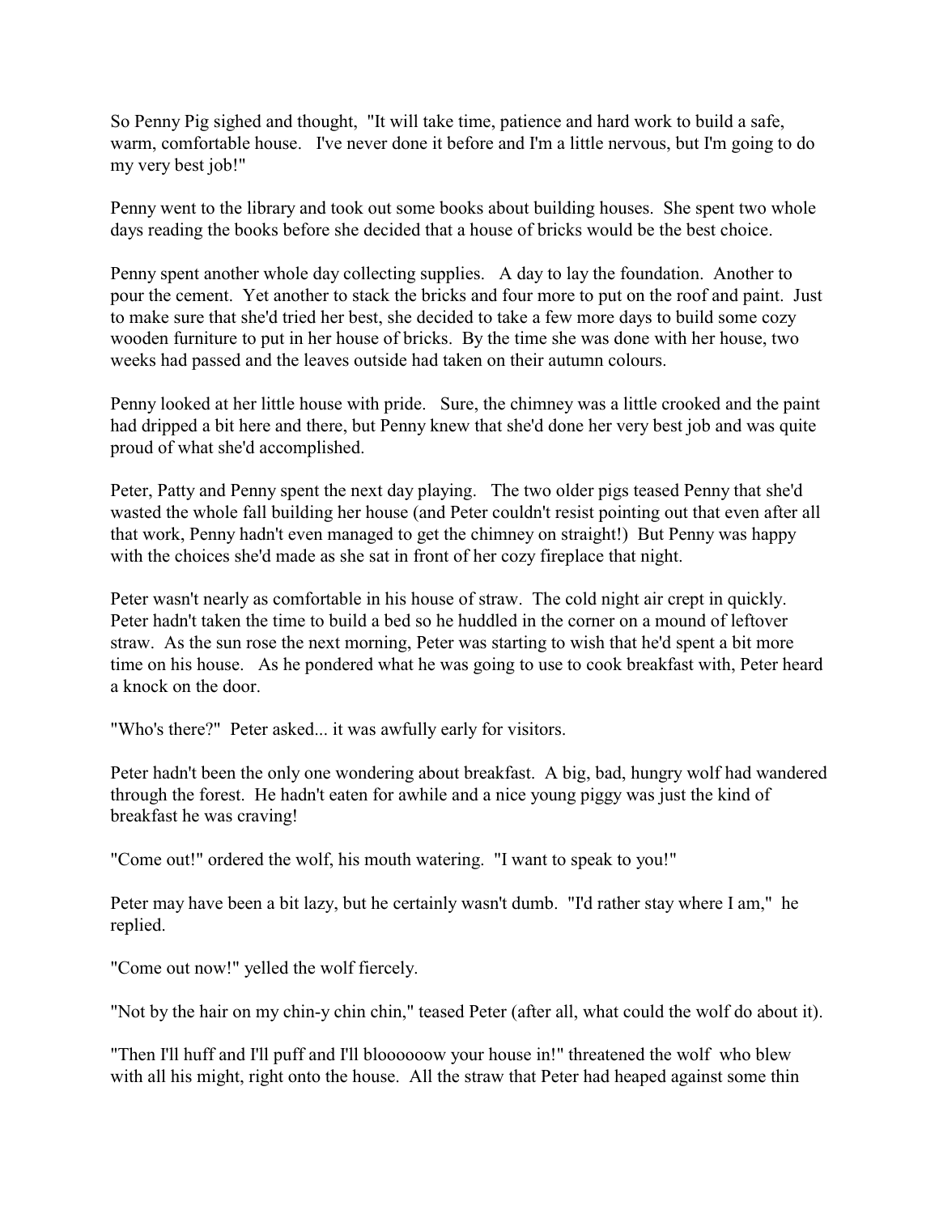So Penny Pig sighed and thought, "It will take time, patience and hard work to build a safe, warm, comfortable house. I've never done it before and I'm a little nervous, but I'm going to do my very best job!"

Penny went to the library and took out some books about building houses. She spent two whole days reading the books before she decided that a house of bricks would be the best choice.

Penny spent another whole day collecting supplies. A day to lay the foundation. Another to pour the cement. Yet another to stack the bricks and four more to put on the roof and paint. Just to make sure that she'd tried her best, she decided to take a few more days to build some cozy wooden furniture to put in her house of bricks. By the time she was done with her house, two weeks had passed and the leaves outside had taken on their autumn colours.

Penny looked at her little house with pride. Sure, the chimney was a little crooked and the paint had dripped a bit here and there, but Penny knew that she'd done her very best job and was quite proud of what she'd accomplished.

Peter, Patty and Penny spent the next day playing. The two older pigs teased Penny that she'd wasted the whole fall building her house (and Peter couldn't resist pointing out that even after all that work, Penny hadn't even managed to get the chimney on straight!) But Penny was happy with the choices she'd made as she sat in front of her cozy fireplace that night.

Peter wasn't nearly as comfortable in his house of straw. The cold night air crept in quickly. Peter hadn't taken the time to build a bed so he huddled in the corner on a mound of leftover straw. As the sun rose the next morning, Peter was starting to wish that he'd spent a bit more time on his house. As he pondered what he was going to use to cook breakfast with, Peter heard a knock on the door.

"Who's there?" Peter asked... it was awfully early for visitors.

Peter hadn't been the only one wondering about breakfast. A big, bad, hungry wolf had wandered through the forest. He hadn't eaten for awhile and a nice young piggy was just the kind of breakfast he was craving!

"Come out!" ordered the wolf, his mouth watering. "I want to speak to you!"

Peter may have been a bit lazy, but he certainly wasn't dumb. "I'd rather stay where I am," he replied.

"Come out now!" yelled the wolf fiercely.

"Not by the hair on my chin-y chin chin," teased Peter (after all, what could the wolf do about it).

"Then I'll huff and I'll puff and I'll bloooooow your house in!" threatened the wolf who blew with all his might, right onto the house. All the straw that Peter had heaped against some thin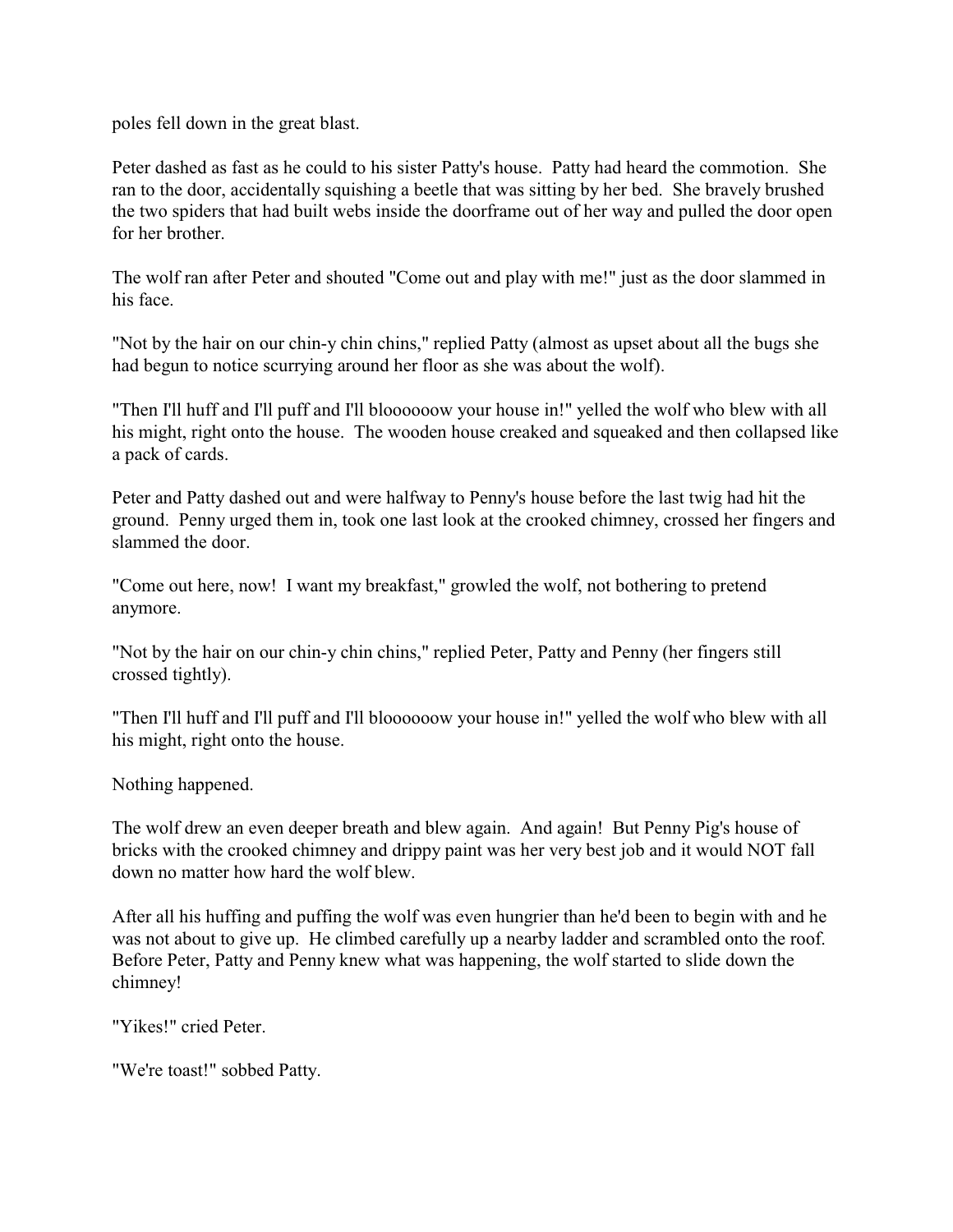poles fell down in the great blast.

Peter dashed as fast as he could to his sister Patty's house. Patty had heard the commotion. She ran to the door, accidentally squishing a beetle that was sitting by her bed. She bravely brushed the two spiders that had built webs inside the doorframe out of her way and pulled the door open for her brother.

The wolf ran after Peter and shouted "Come out and play with me!" just as the door slammed in his face.

"Not by the hair on our chin-y chin chins," replied Patty (almost as upset about all the bugs she had begun to notice scurrying around her floor as she was about the wolf).

"Then I'll huff and I'll puff and I'll bloooooow your house in!" yelled the wolf who blew with all his might, right onto the house. The wooden house creaked and squeaked and then collapsed like a pack of cards.

Peter and Patty dashed out and were halfway to Penny's house before the last twig had hit the ground. Penny urged them in, took one last look at the crooked chimney, crossed her fingers and slammed the door.

"Come out here, now! I want my breakfast," growled the wolf, not bothering to pretend anymore.

"Not by the hair on our chin-y chin chins," replied Peter, Patty and Penny (her fingers still crossed tightly).

"Then I'll huff and I'll puff and I'll bloooooow your house in!" yelled the wolf who blew with all his might, right onto the house.

Nothing happened.

The wolf drew an even deeper breath and blew again. And again! But Penny Pig's house of bricks with the crooked chimney and drippy paint was her very best job and it would NOT fall down no matter how hard the wolf blew.

After all his huffing and puffing the wolf was even hungrier than he'd been to begin with and he was not about to give up. He climbed carefully up a nearby ladder and scrambled onto the roof. Before Peter, Patty and Penny knew what was happening, the wolf started to slide down the chimney!

"Yikes!" cried Peter.

"We're toast!" sobbed Patty.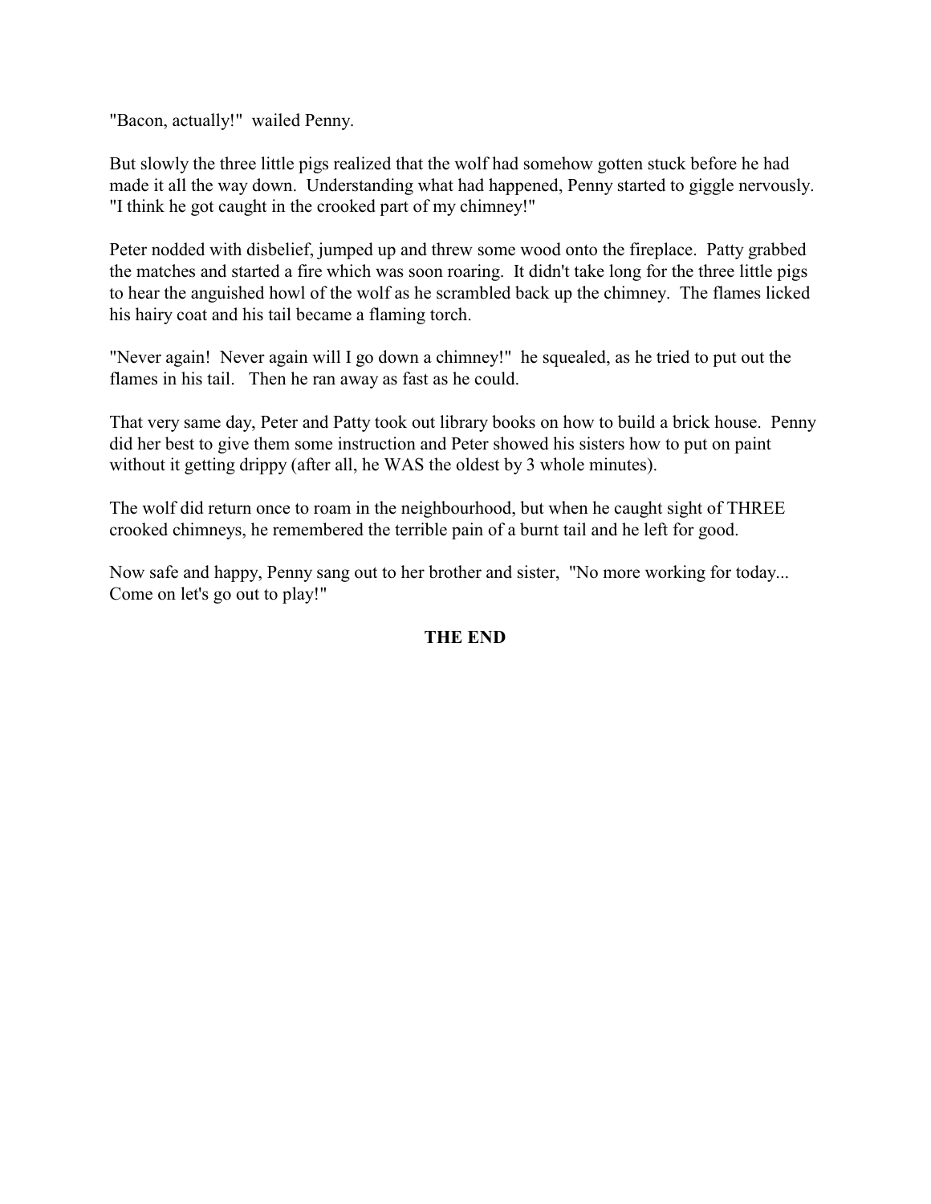"Bacon, actually!" wailed Penny.

But slowly the three little pigs realized that the wolf had somehow gotten stuck before he had made it all the way down. Understanding what had happened, Penny started to giggle nervously. "I think he got caught in the crooked part of my chimney!"

Peter nodded with disbelief, jumped up and threw some wood onto the fireplace. Patty grabbed the matches and started a fire which was soon roaring. It didn't take long for the three little pigs to hear the anguished howl of the wolf as he scrambled back up the chimney. The flames licked his hairy coat and his tail became a flaming torch.

"Never again! Never again will I go down a chimney!" he squealed, as he tried to put out the flames in his tail. Then he ran away as fast as he could.

That very same day, Peter and Patty took out library books on how to build a brick house. Penny did her best to give them some instruction and Peter showed his sisters how to put on paint without it getting drippy (after all, he WAS the oldest by 3 whole minutes).

The wolf did return once to roam in the neighbourhood, but when he caught sight of THREE crooked chimneys, he remembered the terrible pain of a burnt tail and he left for good.

Now safe and happy, Penny sang out to her brother and sister, "No more working for today... Come on let's go out to play!"

**THE END**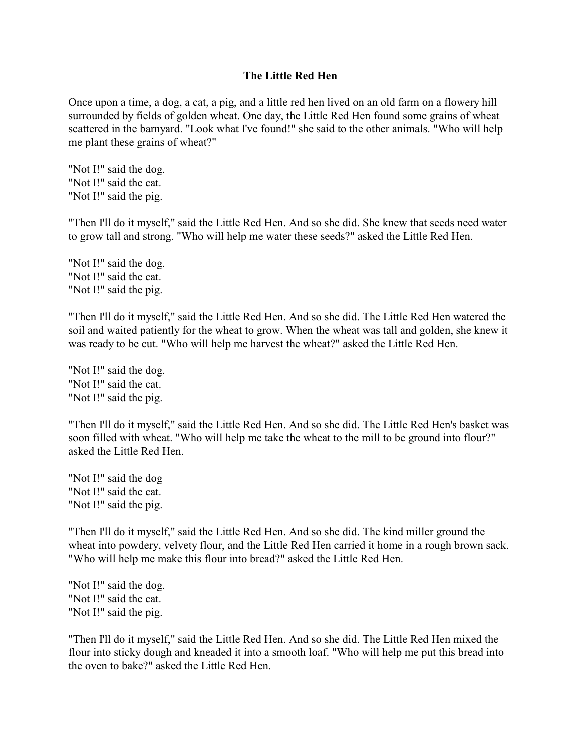**The Little Red Hen**

Once upon a time, a dog, a cat, a pig, and a little red hen lived on an old farm on a flowery hill surrounded by fields of golden wheat. One day, the Little Red Hen found some grains of wheat scattered in the barnyard. "Look what I've found!" she said to the other animals. "Who will help me plant these grains of wheat?"

"Not I!" said the dog.
"Not I!" said the cat.
"Not I!" said the pig.

"Then I'll do it myself," said the Little Red Hen. And so she did. She knew that seeds need water to grow tall and strong. "Who will help me water these seeds?" asked the Little Red Hen.

"Not I!" said the dog.
"Not I!" said the cat.
"Not I!" said the pig.

"Then I'll do it myself," said the Little Red Hen. And so she did. The Little Red Hen watered the soil and waited patiently for the wheat to grow. When the wheat was tall and golden, she knew it was ready to be cut. "Who will help me harvest the wheat?" asked the Little Red Hen.

"Not I!" said the dog.
"Not I!" said the cat.
"Not I!" said the pig.

"Then I'll do it myself," said the Little Red Hen. And so she did. The Little Red Hen's basket was soon filled with wheat. "Who will help me take the wheat to the mill to be ground into flour?" asked the Little Red Hen.

"Not I!" said the dog
"Not I!" said the cat.
"Not I!" said the pig.

"Then I'll do it myself," said the Little Red Hen. And so she did. The kind miller ground the wheat into powdery, velvety flour, and the Little Red Hen carried it home in a rough brown sack. "Who will help me make this flour into bread?" asked the Little Red Hen.

"Not I!" said the dog.
"Not I!" said the cat.
"Not I!" said the pig.

"Then I'll do it myself," said the Little Red Hen. And so she did. The Little Red Hen mixed the flour into sticky dough and kneaded it into a smooth loaf. "Who will help me put this bread into the oven to bake?" asked the Little Red Hen.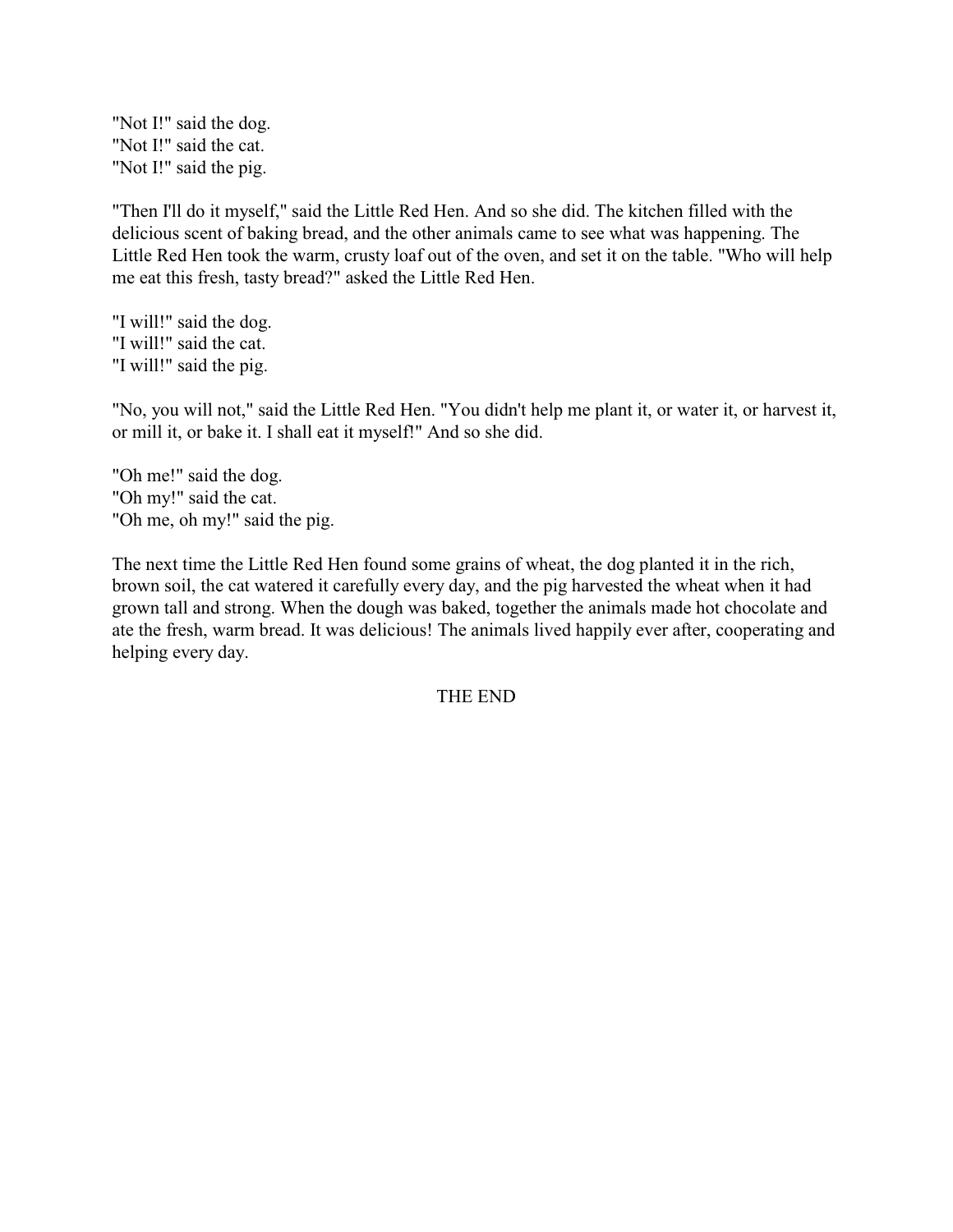"Not I!" said the dog.
"Not I!" said the cat.
"Not I!" said the pig.

"Then I'll do it myself," said the Little Red Hen. And so she did. The kitchen filled with the delicious scent of baking bread, and the other animals came to see what was happening. The Little Red Hen took the warm, crusty loaf out of the oven, and set it on the table. "Who will help me eat this fresh, tasty bread?" asked the Little Red Hen.

"I will!" said the dog.
"I will!" said the cat.
"I will!" said the pig.

"No, you will not," said the Little Red Hen. "You didn't help me plant it, or water it, or harvest it, or mill it, or bake it. I shall eat it myself!" And so she did.

"Oh me!" said the dog.
"Oh my!" said the cat.
"Oh me, oh my!" said the pig.

The next time the Little Red Hen found some grains of wheat, the dog planted it in the rich, brown soil, the cat watered it carefully every day, and the pig harvested the wheat when it had grown tall and strong. When the dough was baked, together the animals made hot chocolate and ate the fresh, warm bread. It was delicious! The animals lived happily ever after, cooperating and helping every day.

THE END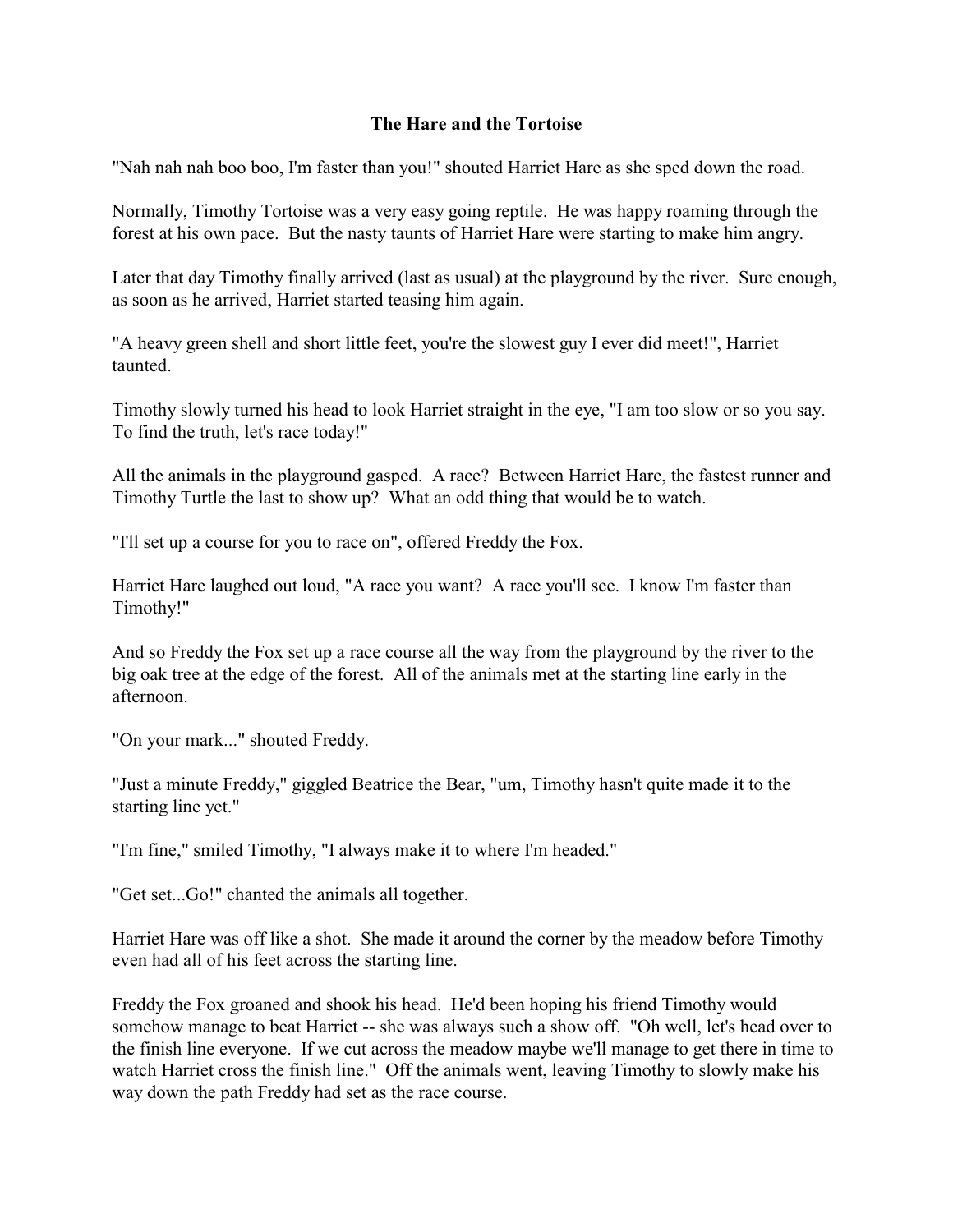**The Hare and the Tortoise**

"Nah nah nah boo boo, I'm faster than you!" shouted Harriet Hare as she sped down the road.

Normally, Timothy Tortoise was a very easy going reptile. He was happy roaming through the forest at his own pace. But the nasty taunts of Harriet Hare were starting to make him angry.

Later that day Timothy finally arrived (last as usual) at the playground by the river. Sure enough, as soon as he arrived, Harriet started teasing him again.

"A heavy green shell and short little feet, you're the slowest guy I ever did meet!", Harriet taunted.

Timothy slowly turned his head to look Harriet straight in the eye, "I am too slow or so you say. To find the truth, let's race today!"

All the animals in the playground gasped. A race? Between Harriet Hare, the fastest runner and Timothy Turtle the last to show up? What an odd thing that would be to watch.

"I'll set up a course for you to race on", offered Freddy the Fox.

Harriet Hare laughed out loud, "A race you want? A race you'll see. I know I'm faster than Timothy!"

And so Freddy the Fox set up a race course all the way from the playground by the river to the big oak tree at the edge of the forest. All of the animals met at the starting line early in the afternoon.

"On your mark..." shouted Freddy.

"Just a minute Freddy," giggled Beatrice the Bear, "um, Timothy hasn't quite made it to the starting line yet."

"I'm fine," smiled Timothy, "I always make it to where I'm headed."

"Get set...Go!" chanted the animals all together.

Harriet Hare was off like a shot. She made it around the corner by the meadow before Timothy even had all of his feet across the starting line.

Freddy the Fox groaned and shook his head. He'd been hoping his friend Timothy would somehow manage to beat Harriet -- she was always such a show off. "Oh well, let's head over to the finish line everyone. If we cut across the meadow maybe we'll manage to get there in time to watch Harriet cross the finish line." Off the animals went, leaving Timothy to slowly make his way down the path Freddy had set as the race course.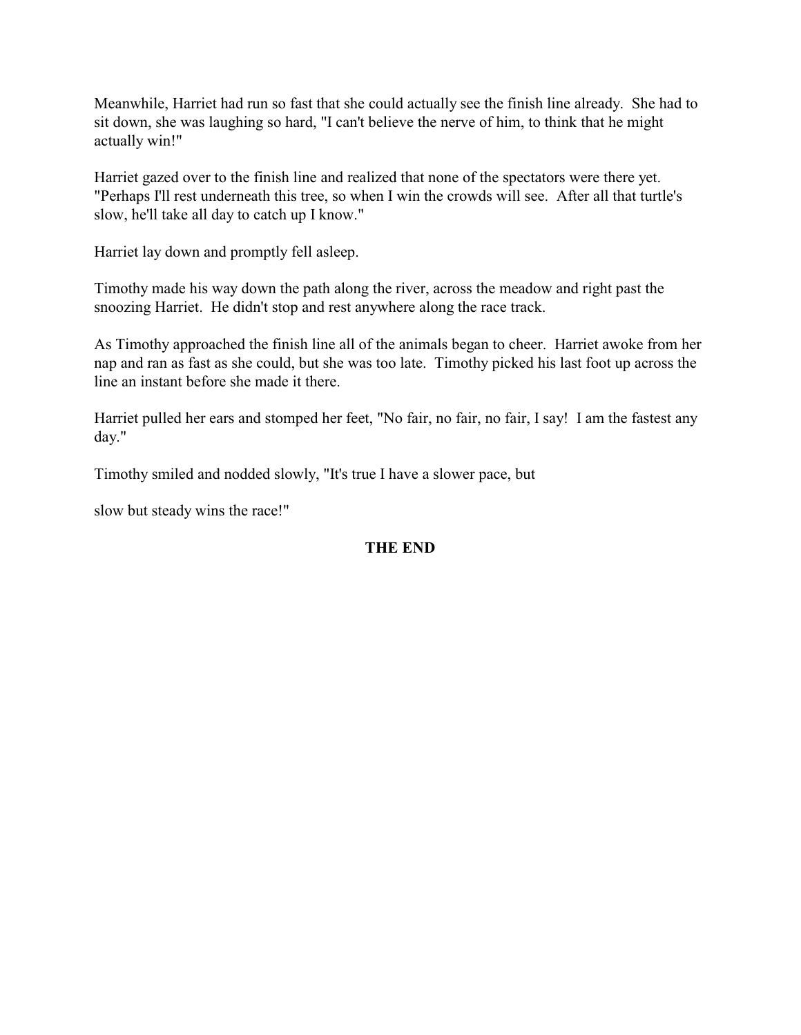Meanwhile, Harriet had run so fast that she could actually see the finish line already. She had to sit down, she was laughing so hard, "I can't believe the nerve of him, to think that he might actually win!"

Harriet gazed over to the finish line and realized that none of the spectators were there yet. "Perhaps I'll rest underneath this tree, so when I win the crowds will see. After all that turtle's slow, he'll take all day to catch up I know."

Harriet lay down and promptly fell asleep.

Timothy made his way down the path along the river, across the meadow and right past the snoozing Harriet. He didn't stop and rest anywhere along the race track.

As Timothy approached the finish line all of the animals began to cheer. Harriet awoke from her nap and ran as fast as she could, but she was too late. Timothy picked his last foot up across the line an instant before she made it there.

Harriet pulled her ears and stomped her feet, "No fair, no fair, no fair, I say! I am the fastest any day."

Timothy smiled and nodded slowly, "It's true I have a slower pace, but

slow but steady wins the race!"

**THE END**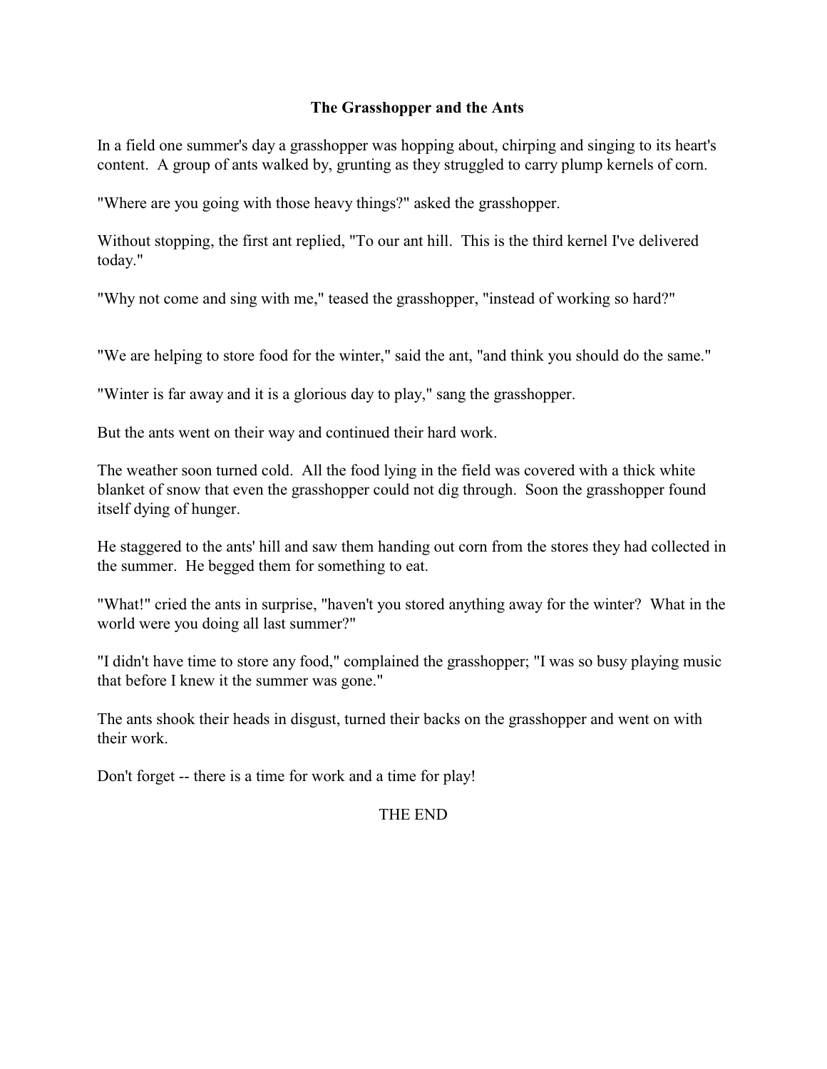## The Grasshopper and the Ants

In a field one summer's day a grasshopper was hopping about, chirping and singing to its heart's content. A group of ants walked by, grunting as they struggled to carry plump kernels of corn.

"Where are you going with those heavy things?" asked the grasshopper.

Without stopping, the first ant replied, "To our ant hill. This is the third kernel I've delivered today."

"Why not come and sing with me," teased the grasshopper, "instead of working so hard?"

"We are helping to store food for the winter," said the ant, "and think you should do the same."

"Winter is far away and it is a glorious day to play," sang the grasshopper.

But the ants went on their way and continued their hard work.

The weather soon turned cold. All the food lying in the field was covered with a thick white blanket of snow that even the grasshopper could not dig through. Soon the grasshopper found itself dying of hunger.

He staggered to the ants' hill and saw them handing out corn from the stores they had collected in the summer. He begged them for something to eat.

"What!" cried the ants in surprise, "haven't you stored anything away for the winter? What in the world were you doing all last summer?"

"I didn't have time to store any food," complained the grasshopper; "I was so busy playing music that before I knew it the summer was gone."

The ants shook their heads in disgust, turned their backs on the grasshopper and went on with their work.

Don't forget -- there is a time for work and a time for play!

THE END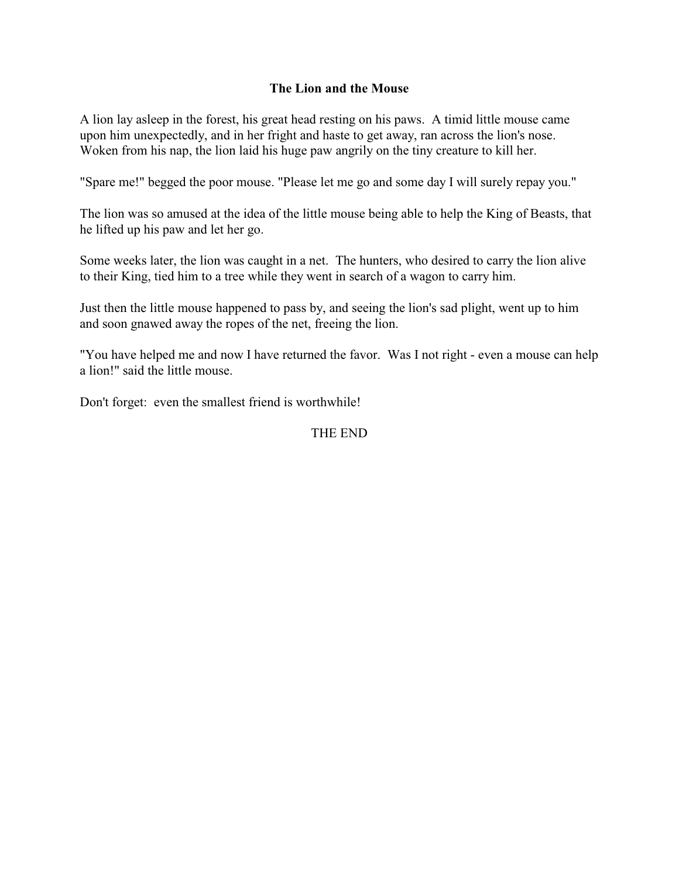# The Lion and the Mouse

A lion lay asleep in the forest, his great head resting on his paws.  A timid little mouse came upon him unexpectedly, and in her fright and haste to get away, ran across the lion's nose. Woken from his nap, the lion laid his huge paw angrily on the tiny creature to kill her.

"Spare me!" begged the poor mouse. "Please let me go and some day I will surely repay you."

The lion was so amused at the idea of the little mouse being able to help the King of Beasts, that he lifted up his paw and let her go.

Some weeks later, the lion was caught in a net.  The hunters, who desired to carry the lion alive to their King, tied him to a tree while they went in search of a wagon to carry him.

Just then the little mouse happened to pass by, and seeing the lion's sad plight, went up to him and soon gnawed away the ropes of the net, freeing the lion.

"You have helped me and now I have returned the favor.  Was I not right - even a mouse can help a lion!" said the little mouse.

Don't forget:  even the smallest friend is worthwhile!

THE END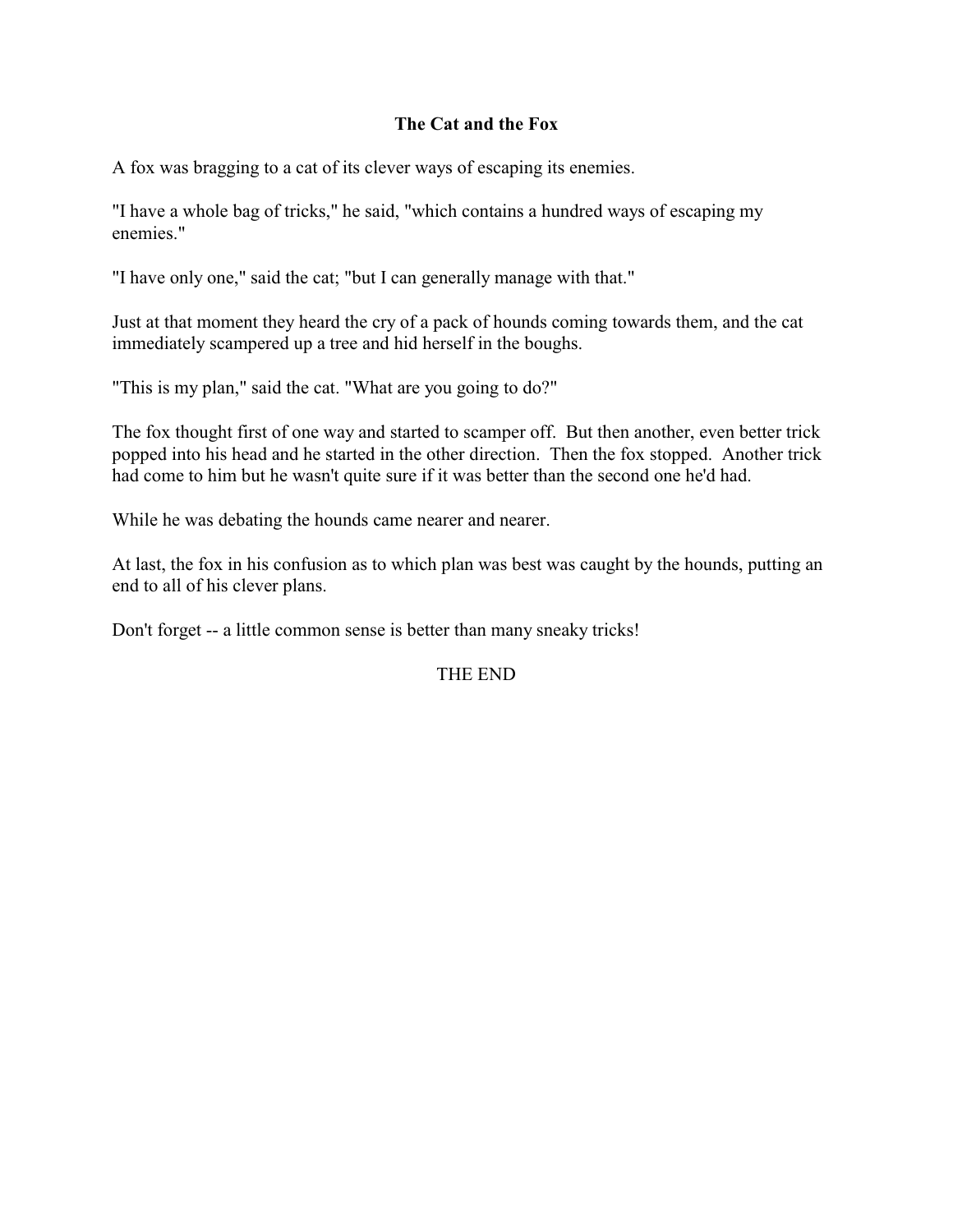**The Cat and the Fox**

A fox was bragging to a cat of its clever ways of escaping its enemies.

"I have a whole bag of tricks," he said, "which contains a hundred ways of escaping my enemies."

"I have only one," said the cat; "but I can generally manage with that."

Just at that moment they heard the cry of a pack of hounds coming towards them, and the cat immediately scampered up a tree and hid herself in the boughs.

"This is my plan," said the cat. "What are you going to do?"

The fox thought first of one way and started to scamper off. But then another, even better trick popped into his head and he started in the other direction. Then the fox stopped. Another trick had come to him but he wasn't quite sure if it was better than the second one he'd had.

While he was debating the hounds came nearer and nearer.

At last, the fox in his confusion as to which plan was best was caught by the hounds, putting an end to all of his clever plans.

Don't forget -- a little common sense is better than many sneaky tricks!

THE END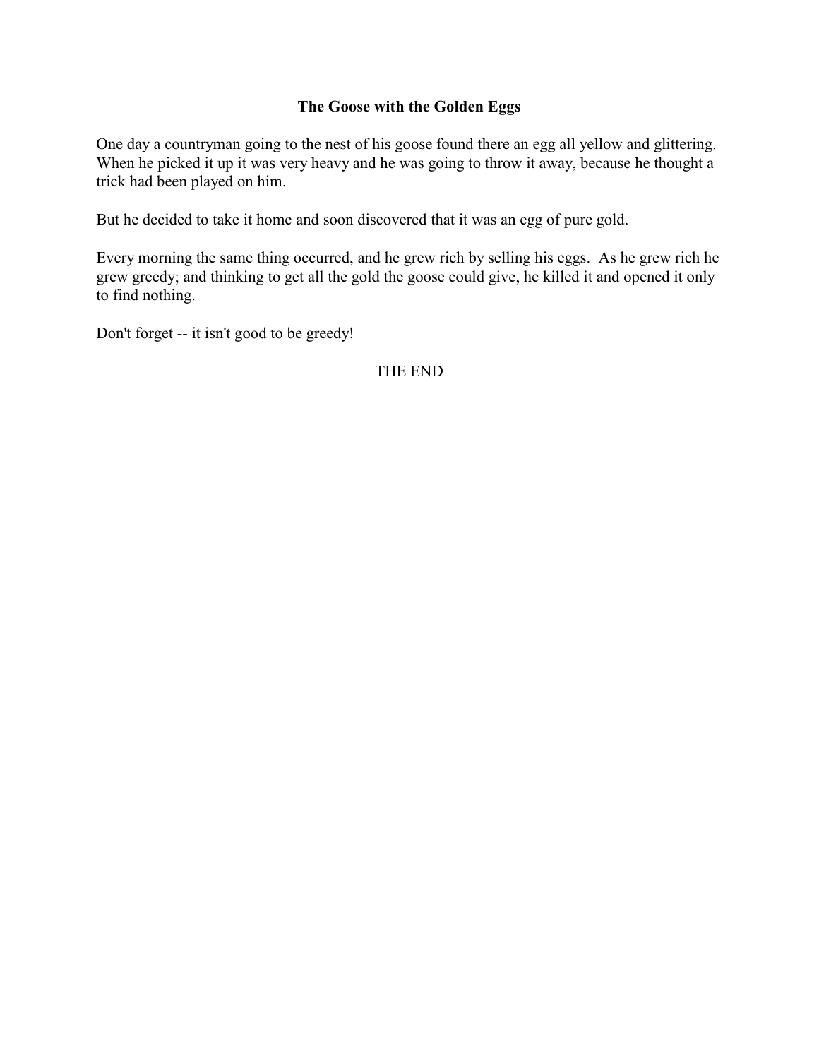## The Goose with the Golden Eggs

One day a countryman going to the nest of his goose found there an egg all yellow and glittering. When he picked it up it was very heavy and he was going to throw it away, because he thought a trick had been played on him.

But he decided to take it home and soon discovered that it was an egg of pure gold.

Every morning the same thing occurred, and he grew rich by selling his eggs. As he grew rich he grew greedy; and thinking to get all the gold the goose could give, he killed it and opened it only to find nothing.

Don't forget -- it isn't good to be greedy!

THE END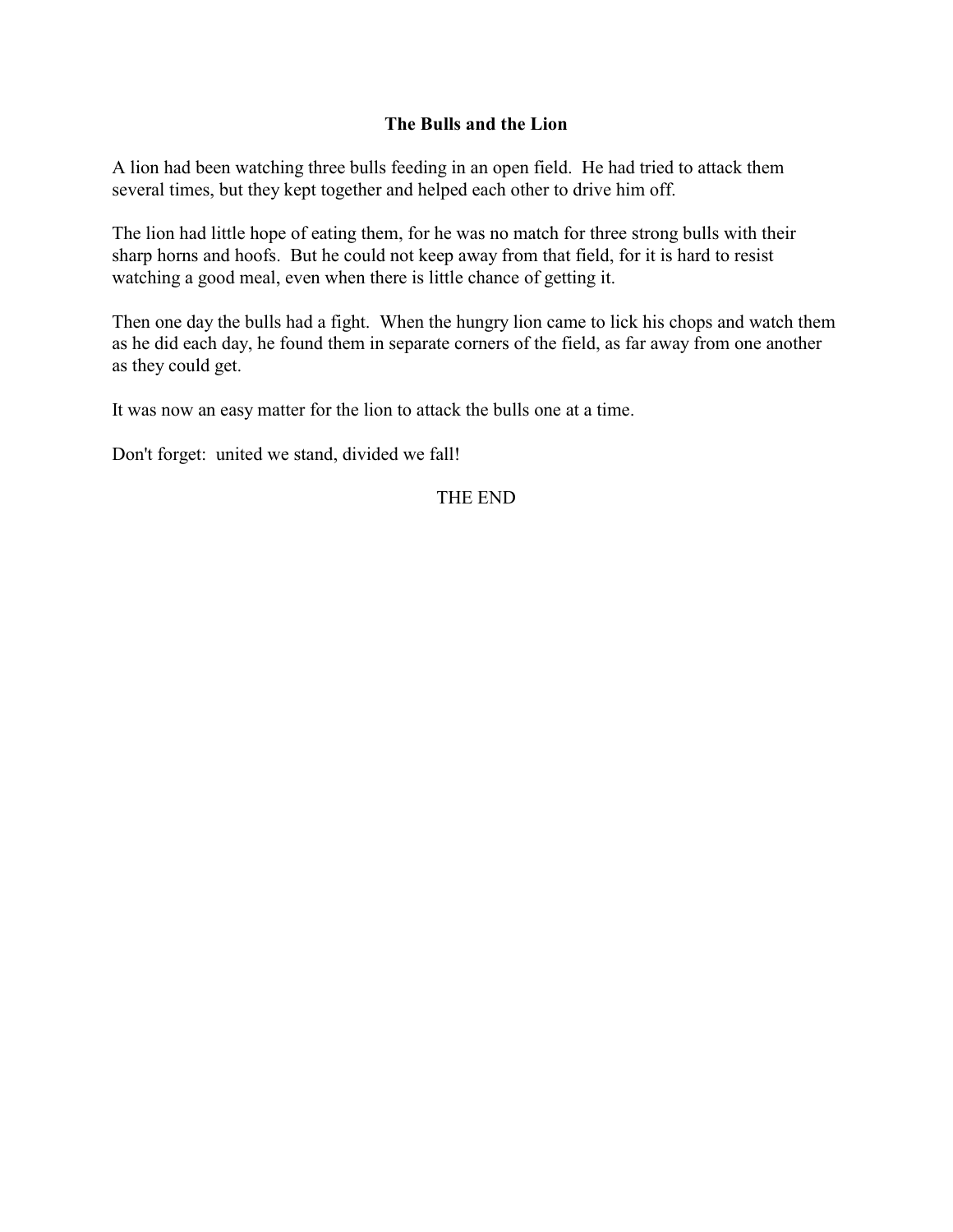## The Bulls and the Lion

A lion had been watching three bulls feeding in an open field. He had tried to attack them several times, but they kept together and helped each other to drive him off.

The lion had little hope of eating them, for he was no match for three strong bulls with their sharp horns and hoofs. But he could not keep away from that field, for it is hard to resist watching a good meal, even when there is little chance of getting it.

Then one day the bulls had a fight. When the hungry lion came to lick his chops and watch them as he did each day, he found them in separate corners of the field, as far away from one another as they could get.

It was now an easy matter for the lion to attack the bulls one at a time.

Don't forget: united we stand, divided we fall!

THE END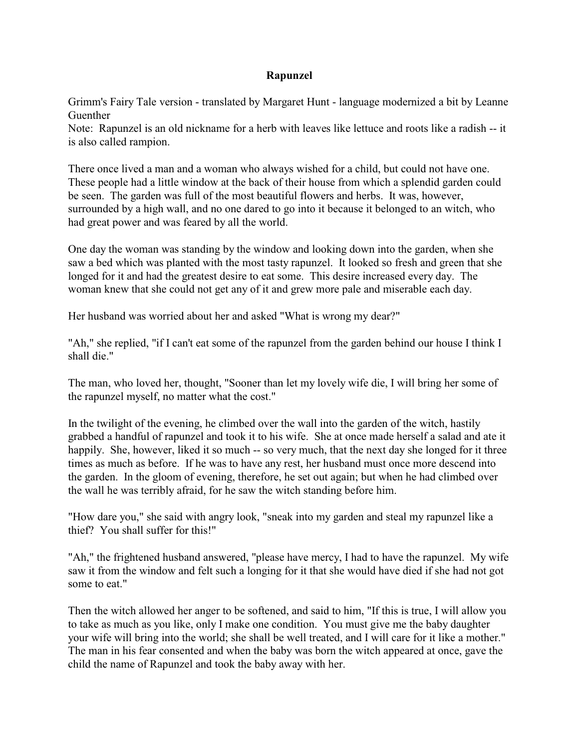**Rapunzel**

Grimm's Fairy Tale version - translated by Margaret Hunt - language modernized a bit by Leanne Guenther
Note: Rapunzel is an old nickname for a herb with leaves like lettuce and roots like a radish -- it is also called rampion.

There once lived a man and a woman who always wished for a child, but could not have one. These people had a little window at the back of their house from which a splendid garden could be seen. The garden was full of the most beautiful flowers and herbs. It was, however, surrounded by a high wall, and no one dared to go into it because it belonged to an witch, who had great power and was feared by all the world.

One day the woman was standing by the window and looking down into the garden, when she saw a bed which was planted with the most tasty rapunzel. It looked so fresh and green that she longed for it and had the greatest desire to eat some. This desire increased every day. The woman knew that she could not get any of it and grew more pale and miserable each day.

Her husband was worried about her and asked "What is wrong my dear?"

"Ah," she replied, "if I can't eat some of the rapunzel from the garden behind our house I think I shall die."

The man, who loved her, thought, "Sooner than let my lovely wife die, I will bring her some of the rapunzel myself, no matter what the cost."

In the twilight of the evening, he climbed over the wall into the garden of the witch, hastily grabbed a handful of rapunzel and took it to his wife. She at once made herself a salad and ate it happily. She, however, liked it so much -- so very much, that the next day she longed for it three times as much as before. If he was to have any rest, her husband must once more descend into the garden. In the gloom of evening, therefore, he set out again; but when he had climbed over the wall he was terribly afraid, for he saw the witch standing before him.

"How dare you," she said with angry look, "sneak into my garden and steal my rapunzel like a thief? You shall suffer for this!"

"Ah," the frightened husband answered, "please have mercy, I had to have the rapunzel. My wife saw it from the window and felt such a longing for it that she would have died if she had not got some to eat."

Then the witch allowed her anger to be softened, and said to him, "If this is true, I will allow you to take as much as you like, only I make one condition. You must give me the baby daughter your wife will bring into the world; she shall be well treated, and I will care for it like a mother." The man in his fear consented and when the baby was born the witch appeared at once, gave the child the name of Rapunzel and took the baby away with her.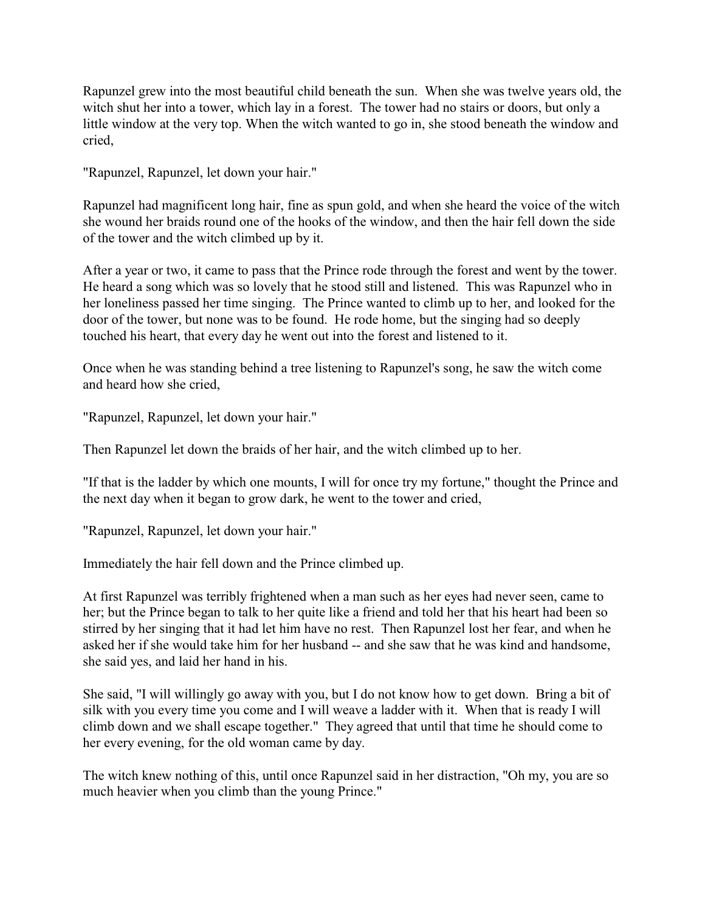Rapunzel grew into the most beautiful child beneath the sun. When she was twelve years old, the witch shut her into a tower, which lay in a forest. The tower had no stairs or doors, but only a little window at the very top. When the witch wanted to go in, she stood beneath the window and cried,

"Rapunzel, Rapunzel, let down your hair."

Rapunzel had magnificent long hair, fine as spun gold, and when she heard the voice of the witch she wound her braids round one of the hooks of the window, and then the hair fell down the side of the tower and the witch climbed up by it.

After a year or two, it came to pass that the Prince rode through the forest and went by the tower. He heard a song which was so lovely that he stood still and listened. This was Rapunzel who in her loneliness passed her time singing. The Prince wanted to climb up to her, and looked for the door of the tower, but none was to be found. He rode home, but the singing had so deeply touched his heart, that every day he went out into the forest and listened to it.

Once when he was standing behind a tree listening to Rapunzel's song, he saw the witch come and heard how she cried,

"Rapunzel, Rapunzel, let down your hair."

Then Rapunzel let down the braids of her hair, and the witch climbed up to her.

"If that is the ladder by which one mounts, I will for once try my fortune," thought the Prince and the next day when it began to grow dark, he went to the tower and cried,

"Rapunzel, Rapunzel, let down your hair."

Immediately the hair fell down and the Prince climbed up.

At first Rapunzel was terribly frightened when a man such as her eyes had never seen, came to her; but the Prince began to talk to her quite like a friend and told her that his heart had been so stirred by her singing that it had let him have no rest. Then Rapunzel lost her fear, and when he asked her if she would take him for her husband -- and she saw that he was kind and handsome, she said yes, and laid her hand in his.

She said, "I will willingly go away with you, but I do not know how to get down. Bring a bit of silk with you every time you come and I will weave a ladder with it. When that is ready I will climb down and we shall escape together." They agreed that until that time he should come to her every evening, for the old woman came by day.

The witch knew nothing of this, until once Rapunzel said in her distraction, "Oh my, you are so much heavier when you climb than the young Prince."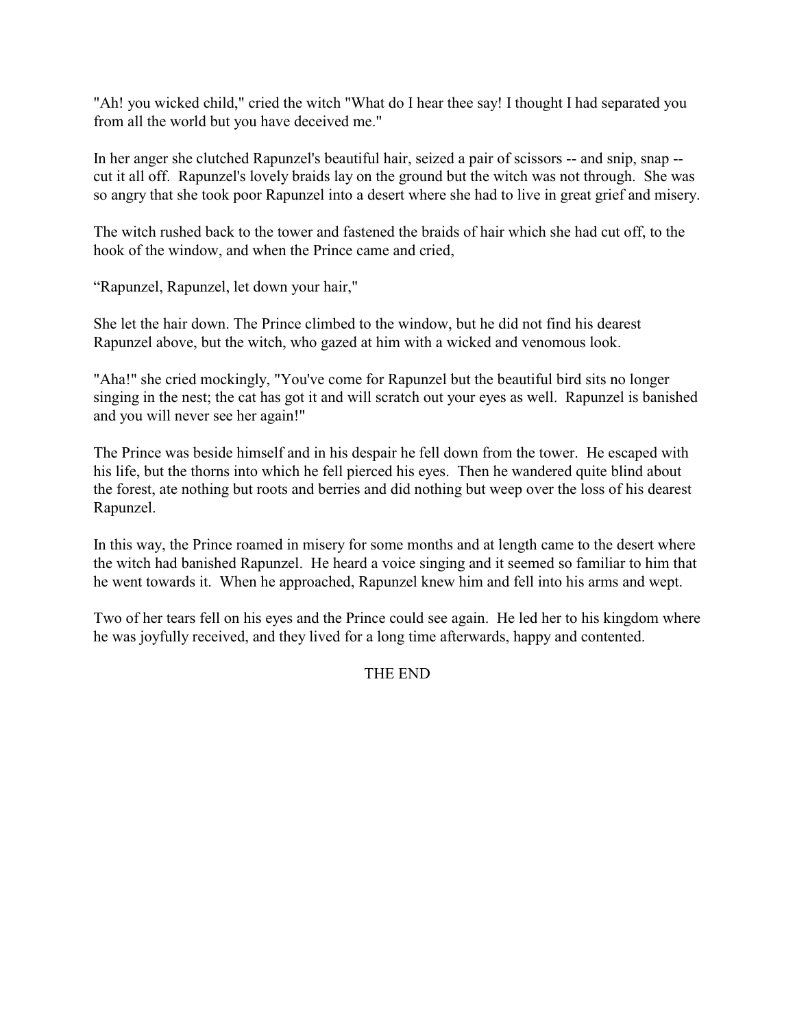"Ah! you wicked child," cried the witch "What do I hear thee say! I thought I had separated you from all the world but you have deceived me."

In her anger she clutched Rapunzel's beautiful hair, seized a pair of scissors -- and snip, snap -- cut it all off. Rapunzel's lovely braids lay on the ground but the witch was not through. She was so angry that she took poor Rapunzel into a desert where she had to live in great grief and misery.

The witch rushed back to the tower and fastened the braids of hair which she had cut off, to the hook of the window, and when the Prince came and cried,

“Rapunzel, Rapunzel, let down your hair,"

She let the hair down. The Prince climbed to the window, but he did not find his dearest Rapunzel above, but the witch, who gazed at him with a wicked and venomous look.

"Aha!" she cried mockingly, "You've come for Rapunzel but the beautiful bird sits no longer singing in the nest; the cat has got it and will scratch out your eyes as well. Rapunzel is banished and you will never see her again!"

The Prince was beside himself and in his despair he fell down from the tower. He escaped with his life, but the thorns into which he fell pierced his eyes. Then he wandered quite blind about the forest, ate nothing but roots and berries and did nothing but weep over the loss of his dearest Rapunzel.

In this way, the Prince roamed in misery for some months and at length came to the desert where the witch had banished Rapunzel. He heard a voice singing and it seemed so familiar to him that he went towards it. When he approached, Rapunzel knew him and fell into his arms and wept.

Two of her tears fell on his eyes and the Prince could see again. He led her to his kingdom where he was joyfully received, and they lived for a long time afterwards, happy and contented.

THE END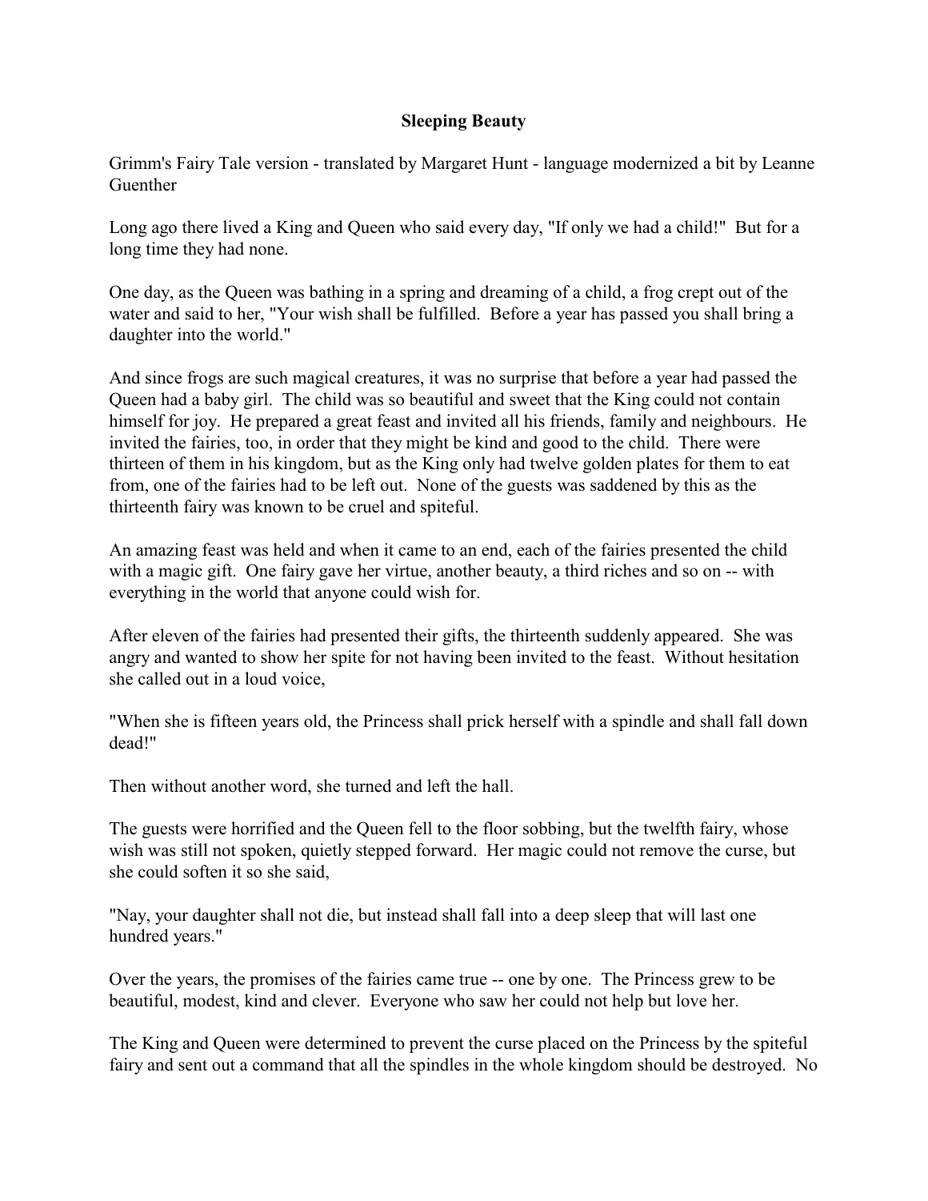# Sleeping Beauty

Grimm's Fairy Tale version - translated by Margaret Hunt - language modernized a bit by Leanne Guenther

Long ago there lived a King and Queen who said every day, "If only we had a child!" But for a long time they had none.

One day, as the Queen was bathing in a spring and dreaming of a child, a frog crept out of the water and said to her, "Your wish shall be fulfilled. Before a year has passed you shall bring a daughter into the world."

And since frogs are such magical creatures, it was no surprise that before a year had passed the Queen had a baby girl. The child was so beautiful and sweet that the King could not contain himself for joy. He prepared a great feast and invited all his friends, family and neighbours. He invited the fairies, too, in order that they might be kind and good to the child. There were thirteen of them in his kingdom, but as the King only had twelve golden plates for them to eat from, one of the fairies had to be left out. None of the guests was saddened by this as the thirteenth fairy was known to be cruel and spiteful.

An amazing feast was held and when it came to an end, each of the fairies presented the child with a magic gift. One fairy gave her virtue, another beauty, a third riches and so on -- with everything in the world that anyone could wish for.

After eleven of the fairies had presented their gifts, the thirteenth suddenly appeared. She was angry and wanted to show her spite for not having been invited to the feast. Without hesitation she called out in a loud voice,

"When she is fifteen years old, the Princess shall prick herself with a spindle and shall fall down dead!"

Then without another word, she turned and left the hall.

The guests were horrified and the Queen fell to the floor sobbing, but the twelfth fairy, whose wish was still not spoken, quietly stepped forward. Her magic could not remove the curse, but she could soften it so she said,

"Nay, your daughter shall not die, but instead shall fall into a deep sleep that will last one hundred years."

Over the years, the promises of the fairies came true -- one by one. The Princess grew to be beautiful, modest, kind and clever. Everyone who saw her could not help but love her.

The King and Queen were determined to prevent the curse placed on the Princess by the spiteful fairy and sent out a command that all the spindles in the whole kingdom should be destroyed. No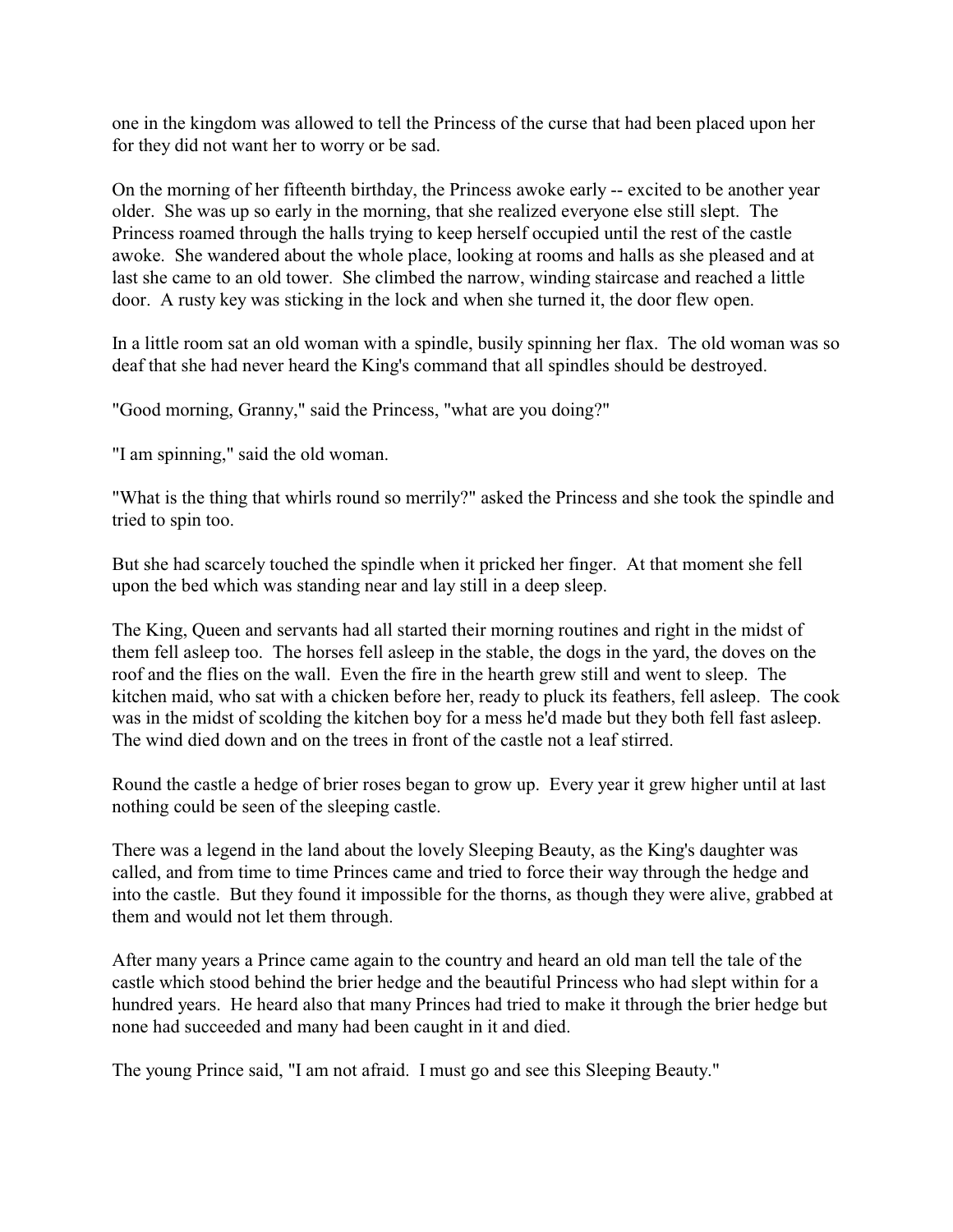one in the kingdom was allowed to tell the Princess of the curse that had been placed upon her for they did not want her to worry or be sad.

On the morning of her fifteenth birthday, the Princess awoke early -- excited to be another year older. She was up so early in the morning, that she realized everyone else still slept. The Princess roamed through the halls trying to keep herself occupied until the rest of the castle awoke. She wandered about the whole place, looking at rooms and halls as she pleased and at last she came to an old tower. She climbed the narrow, winding staircase and reached a little door. A rusty key was sticking in the lock and when she turned it, the door flew open.

In a little room sat an old woman with a spindle, busily spinning her flax. The old woman was so deaf that she had never heard the King's command that all spindles should be destroyed.

"Good morning, Granny," said the Princess, "what are you doing?"

"I am spinning," said the old woman.

"What is the thing that whirls round so merrily?" asked the Princess and she took the spindle and tried to spin too.

But she had scarcely touched the spindle when it pricked her finger. At that moment she fell upon the bed which was standing near and lay still in a deep sleep.

The King, Queen and servants had all started their morning routines and right in the midst of them fell asleep too. The horses fell asleep in the stable, the dogs in the yard, the doves on the roof and the flies on the wall. Even the fire in the hearth grew still and went to sleep. The kitchen maid, who sat with a chicken before her, ready to pluck its feathers, fell asleep. The cook was in the midst of scolding the kitchen boy for a mess he'd made but they both fell fast asleep. The wind died down and on the trees in front of the castle not a leaf stirred.

Round the castle a hedge of brier roses began to grow up. Every year it grew higher until at last nothing could be seen of the sleeping castle.

There was a legend in the land about the lovely Sleeping Beauty, as the King's daughter was called, and from time to time Princes came and tried to force their way through the hedge and into the castle. But they found it impossible for the thorns, as though they were alive, grabbed at them and would not let them through.

After many years a Prince came again to the country and heard an old man tell the tale of the castle which stood behind the brier hedge and the beautiful Princess who had slept within for a hundred years. He heard also that many Princes had tried to make it through the brier hedge but none had succeeded and many had been caught in it and died.

The young Prince said, "I am not afraid. I must go and see this Sleeping Beauty."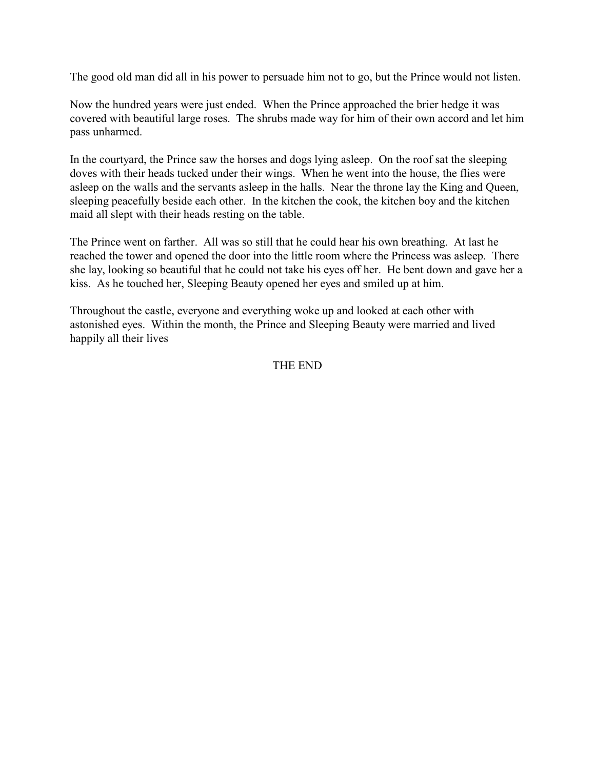The good old man did all in his power to persuade him not to go, but the Prince would not listen.

Now the hundred years were just ended. When the Prince approached the brier hedge it was covered with beautiful large roses. The shrubs made way for him of their own accord and let him pass unharmed.

In the courtyard, the Prince saw the horses and dogs lying asleep. On the roof sat the sleeping doves with their heads tucked under their wings. When he went into the house, the flies were asleep on the walls and the servants asleep in the halls. Near the throne lay the King and Queen, sleeping peacefully beside each other. In the kitchen the cook, the kitchen boy and the kitchen maid all slept with their heads resting on the table.

The Prince went on farther. All was so still that he could hear his own breathing. At last he reached the tower and opened the door into the little room where the Princess was asleep. There she lay, looking so beautiful that he could not take his eyes off her. He bent down and gave her a kiss. As he touched her, Sleeping Beauty opened her eyes and smiled up at him.

Throughout the castle, everyone and everything woke up and looked at each other with astonished eyes. Within the month, the Prince and Sleeping Beauty were married and lived happily all their lives

THE END